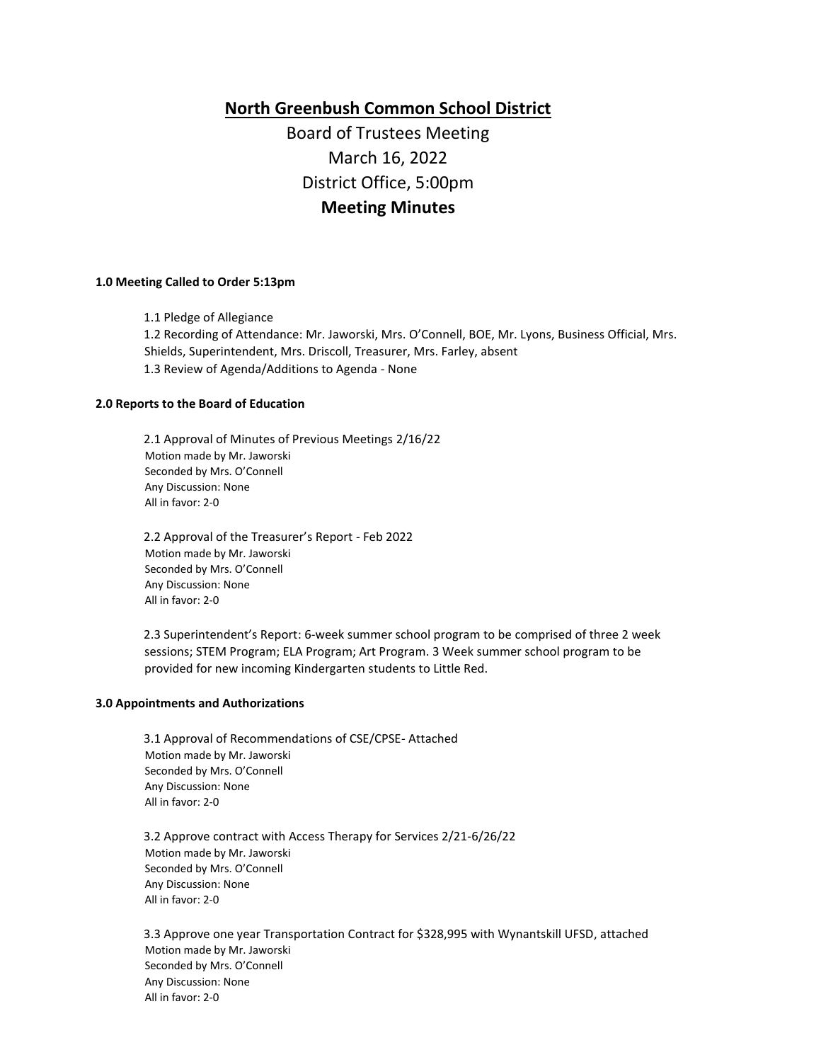# North Greenbush Common School District

Board of Trustees Meeting
March 16, 2022
District Office, 5:00pm

## Meeting Minutes

### 1.0 Meeting Called to Order 5:13pm

1.1 Pledge of Allegiance
1.2 Recording of Attendance: Mr. Jaworski, Mrs. O'Connell, BOE, Mr. Lyons, Business Official, Mrs. Shields, Superintendent, Mrs. Driscoll, Treasurer, Mrs. Farley, absent
1.3 Review of Agenda/Additions to Agenda - None

### 2.0 Reports to the Board of Education

2.1 Approval of Minutes of Previous Meetings 2/16/22
Motion made by Mr. Jaworski
Seconded by Mrs. O'Connell
Any Discussion: None
All in favor: 2-0

2.2 Approval of the Treasurer's Report - Feb 2022
Motion made by Mr. Jaworski
Seconded by Mrs. O'Connell
Any Discussion: None
All in favor: 2-0

2.3 Superintendent's Report: 6-week summer school program to be comprised of three 2 week sessions; STEM Program; ELA Program; Art Program. 3 Week summer school program to be provided for new incoming Kindergarten students to Little Red.

### 3.0 Appointments and Authorizations

3.1 Approval of Recommendations of CSE/CPSE- Attached
Motion made by Mr. Jaworski
Seconded by Mrs. O'Connell
Any Discussion: None
All in favor: 2-0

3.2 Approve contract with Access Therapy for Services 2/21-6/26/22
Motion made by Mr. Jaworski
Seconded by Mrs. O'Connell
Any Discussion: None
All in favor: 2-0

3.3 Approve one year Transportation Contract for $328,995 with Wynantskill UFSD, attached
Motion made by Mr. Jaworski
Seconded by Mrs. O'Connell
Any Discussion: None
All in favor: 2-0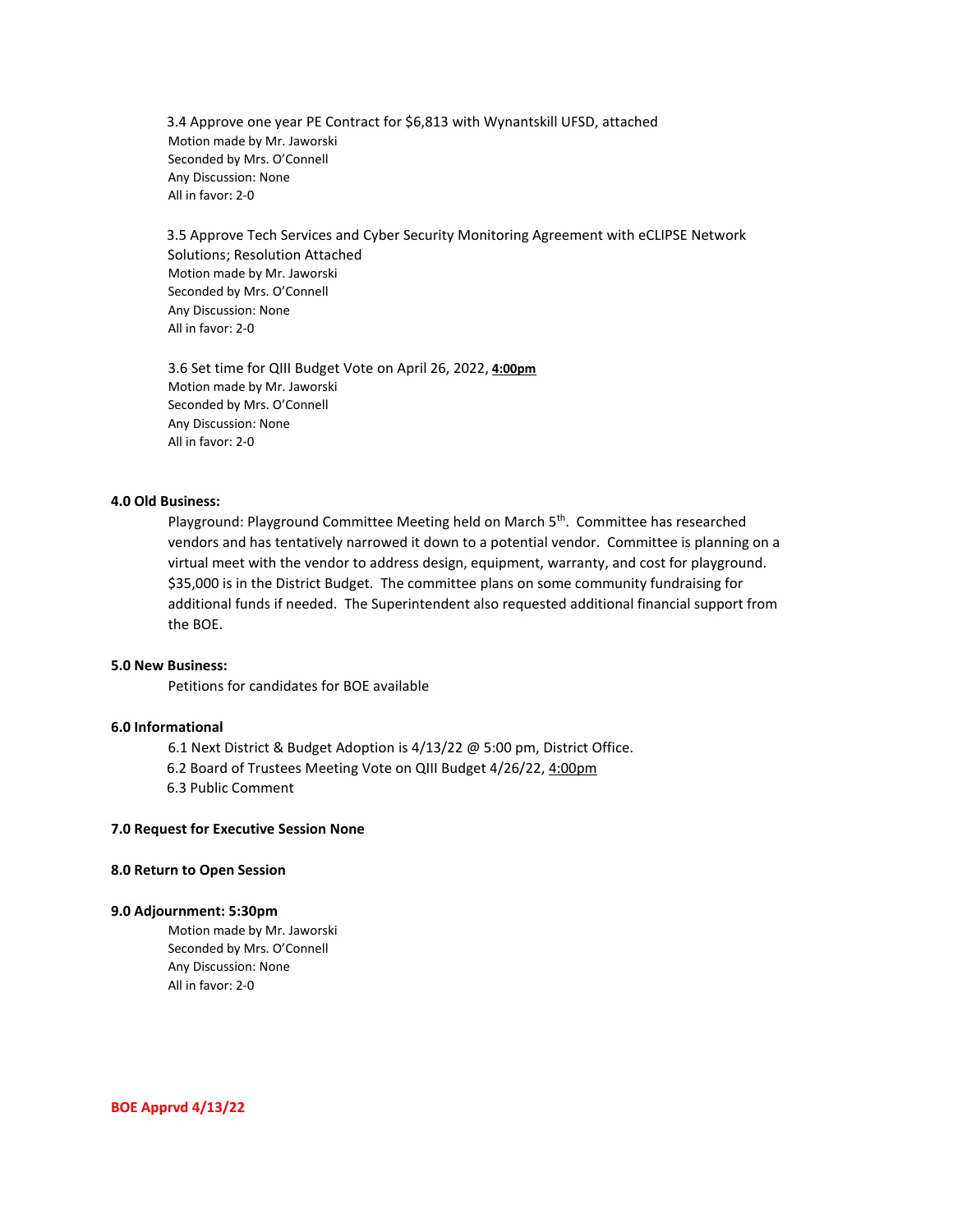3.4 Approve one year PE Contract for $6,813 with Wynantskill UFSD, attached
Motion made by Mr. Jaworski
Seconded by Mrs. O'Connell
Any Discussion: None
All in favor: 2-0

3.5 Approve Tech Services and Cyber Security Monitoring Agreement with eCLIPSE Network Solutions; Resolution Attached
Motion made by Mr. Jaworski
Seconded by Mrs. O'Connell
Any Discussion: None
All in favor: 2-0

3.6 Set time for QIII Budget Vote on April 26, 2022, **4:00pm**
Motion made by Mr. Jaworski
Seconded by Mrs. O'Connell
Any Discussion: None
All in favor: 2-0

**4.0 Old Business:**

Playground: Playground Committee Meeting held on March 5th. Committee has researched vendors and has tentatively narrowed it down to a potential vendor. Committee is planning on a virtual meet with the vendor to address design, equipment, warranty, and cost for playground. $35,000 is in the District Budget. The committee plans on some community fundraising for additional funds if needed. The Superintendent also requested additional financial support from the BOE.

**5.0 New Business:**

Petitions for candidates for BOE available

**6.0 Informational**

6.1 Next District & Budget Adoption is 4/13/22 @ 5:00 pm, District Office.
6.2 Board of Trustees Meeting Vote on QIII Budget 4/26/22, 4:00pm
6.3 Public Comment

**7.0 Request for Executive Session None**

**8.0 Return to Open Session**

**9.0 Adjournment: 5:30pm**

Motion made by Mr. Jaworski
Seconded by Mrs. O'Connell
Any Discussion: None
All in favor: 2-0

**BOE Apprvd 4/13/22**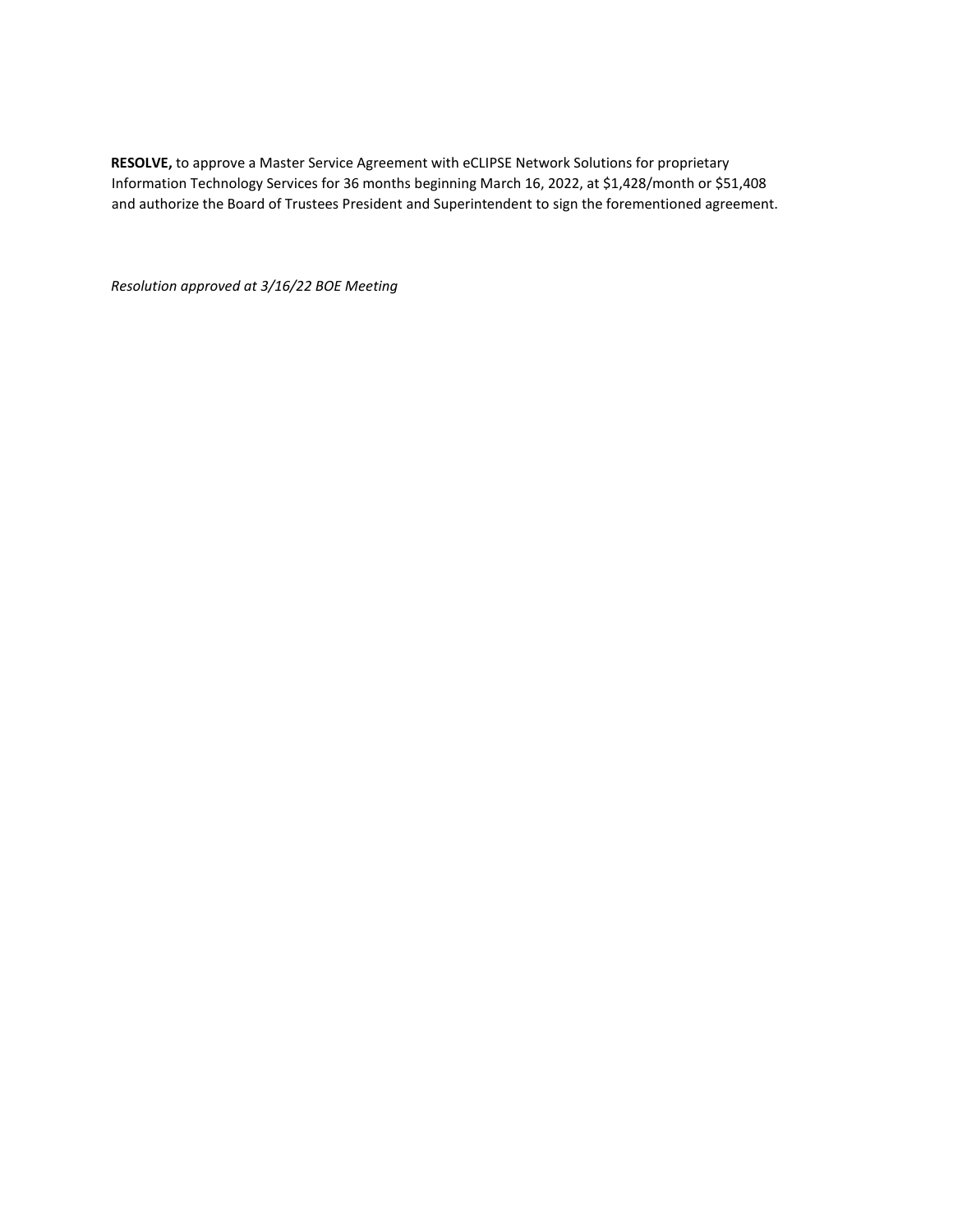**RESOLVE,** to approve a Master Service Agreement with eCLIPSE Network Solutions for proprietary Information Technology Services for 36 months beginning March 16, 2022, at $1,428/month or $51,408 and authorize the Board of Trustees President and Superintendent to sign the forementioned agreement.

*Resolution approved at 3/16/22 BOE Meeting*